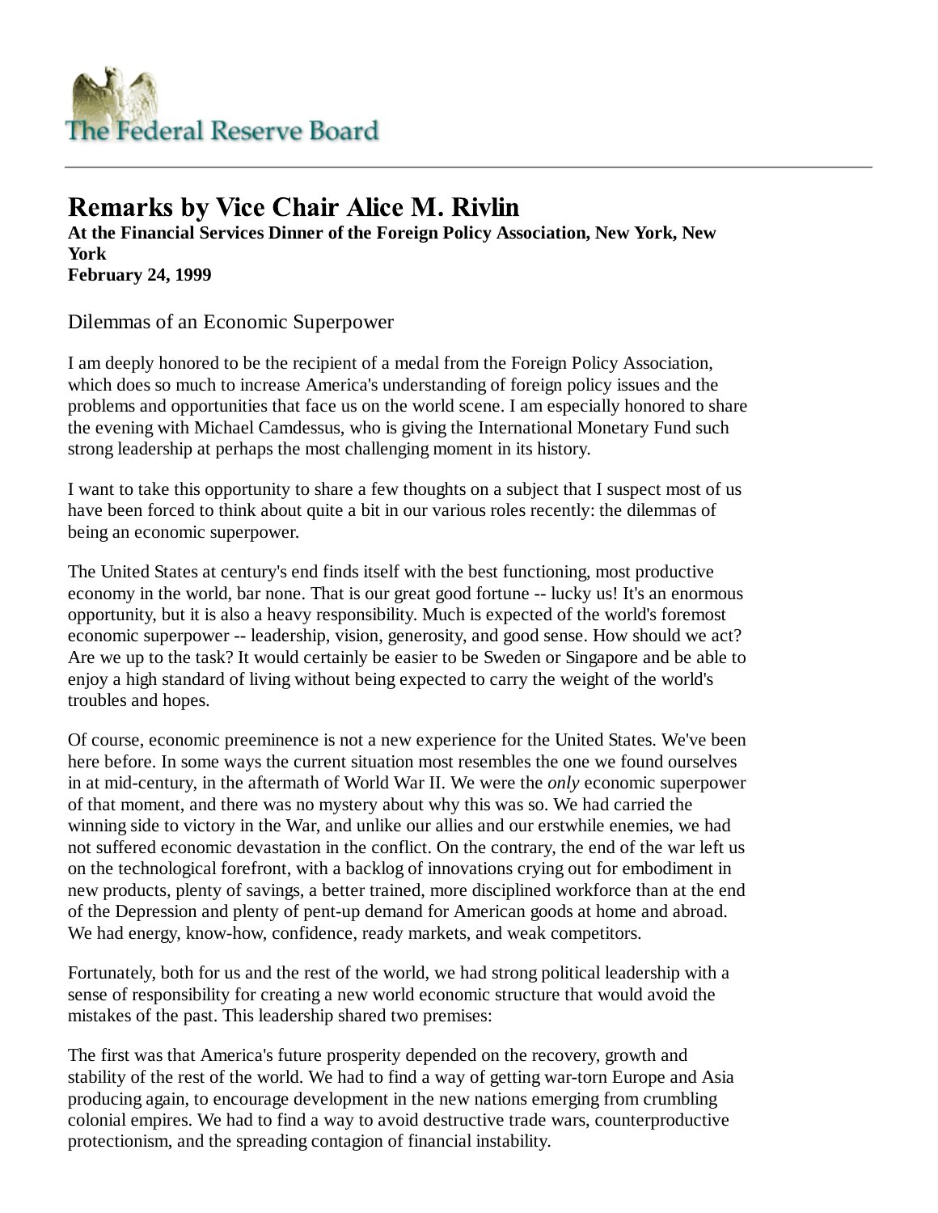The Federal Reserve Board

# Remarks by Vice Chair Alice M. Rivlin

**At the Financial Services Dinner of the Foreign Policy Association, New York, New York**
**February 24, 1999**

## Dilemmas of an Economic Superpower

I am deeply honored to be the recipient of a medal from the Foreign Policy Association, which does so much to increase America's understanding of foreign policy issues and the problems and opportunities that face us on the world scene. I am especially honored to share the evening with Michael Camdessus, who is giving the International Monetary Fund such strong leadership at perhaps the most challenging moment in its history.

I want to take this opportunity to share a few thoughts on a subject that I suspect most of us have been forced to think about quite a bit in our various roles recently: the dilemmas of being an economic superpower.

The United States at century's end finds itself with the best functioning, most productive economy in the world, bar none. That is our great good fortune -- lucky us! It's an enormous opportunity, but it is also a heavy responsibility. Much is expected of the world's foremost economic superpower -- leadership, vision, generosity, and good sense. How should we act? Are we up to the task? It would certainly be easier to be Sweden or Singapore and be able to enjoy a high standard of living without being expected to carry the weight of the world's troubles and hopes.

Of course, economic preeminence is not a new experience for the United States. We've been here before. In some ways the current situation most resembles the one we found ourselves in at mid-century, in the aftermath of World War II. We were the *only* economic superpower of that moment, and there was no mystery about why this was so. We had carried the winning side to victory in the War, and unlike our allies and our erstwhile enemies, we had not suffered economic devastation in the conflict. On the contrary, the end of the war left us on the technological forefront, with a backlog of innovations crying out for embodiment in new products, plenty of savings, a better trained, more disciplined workforce than at the end of the Depression and plenty of pent-up demand for American goods at home and abroad. We had energy, know-how, confidence, ready markets, and weak competitors.

Fortunately, both for us and the rest of the world, we had strong political leadership with a sense of responsibility for creating a new world economic structure that would avoid the mistakes of the past. This leadership shared two premises:

The first was that America's future prosperity depended on the recovery, growth and stability of the rest of the world. We had to find a way of getting war-torn Europe and Asia producing again, to encourage development in the new nations emerging from crumbling colonial empires. We had to find a way to avoid destructive trade wars, counterproductive protectionism, and the spreading contagion of financial instability.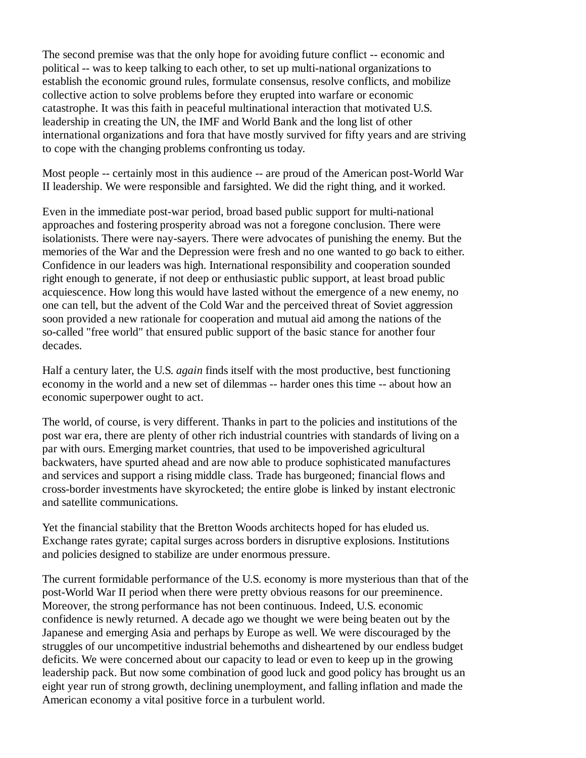The second premise was that the only hope for avoiding future conflict -- economic and political -- was to keep talking to each other, to set up multi-national organizations to establish the economic ground rules, formulate consensus, resolve conflicts, and mobilize collective action to solve problems before they erupted into warfare or economic catastrophe. It was this faith in peaceful multinational interaction that motivated U.S. leadership in creating the UN, the IMF and World Bank and the long list of other international organizations and fora that have mostly survived for fifty years and are striving to cope with the changing problems confronting us today.

Most people -- certainly most in this audience -- are proud of the American post-World War II leadership. We were responsible and farsighted. We did the right thing, and it worked.

Even in the immediate post-war period, broad based public support for multi-national approaches and fostering prosperity abroad was not a foregone conclusion. There were isolationists. There were nay-sayers. There were advocates of punishing the enemy. But the memories of the War and the Depression were fresh and no one wanted to go back to either. Confidence in our leaders was high. International responsibility and cooperation sounded right enough to generate, if not deep or enthusiastic public support, at least broad public acquiescence. How long this would have lasted without the emergence of a new enemy, no one can tell, but the advent of the Cold War and the perceived threat of Soviet aggression soon provided a new rationale for cooperation and mutual aid among the nations of the so-called "free world" that ensured public support of the basic stance for another four decades.

Half a century later, the U.S. *again* finds itself with the most productive, best functioning economy in the world and a new set of dilemmas -- harder ones this time -- about how an economic superpower ought to act.

The world, of course, is very different. Thanks in part to the policies and institutions of the post war era, there are plenty of other rich industrial countries with standards of living on a par with ours. Emerging market countries, that used to be impoverished agricultural backwaters, have spurted ahead and are now able to produce sophisticated manufactures and services and support a rising middle class. Trade has burgeoned; financial flows and cross-border investments have skyrocketed; the entire globe is linked by instant electronic and satellite communications.

Yet the financial stability that the Bretton Woods architects hoped for has eluded us. Exchange rates gyrate; capital surges across borders in disruptive explosions. Institutions and policies designed to stabilize are under enormous pressure.

The current formidable performance of the U.S. economy is more mysterious than that of the post-World War II period when there were pretty obvious reasons for our preeminence. Moreover, the strong performance has not been continuous. Indeed, U.S. economic confidence is newly returned. A decade ago we thought we were being beaten out by the Japanese and emerging Asia and perhaps by Europe as well. We were discouraged by the struggles of our uncompetitive industrial behemoths and disheartened by our endless budget deficits. We were concerned about our capacity to lead or even to keep up in the growing leadership pack. But now some combination of good luck and good policy has brought us an eight year run of strong growth, declining unemployment, and falling inflation and made the American economy a vital positive force in a turbulent world.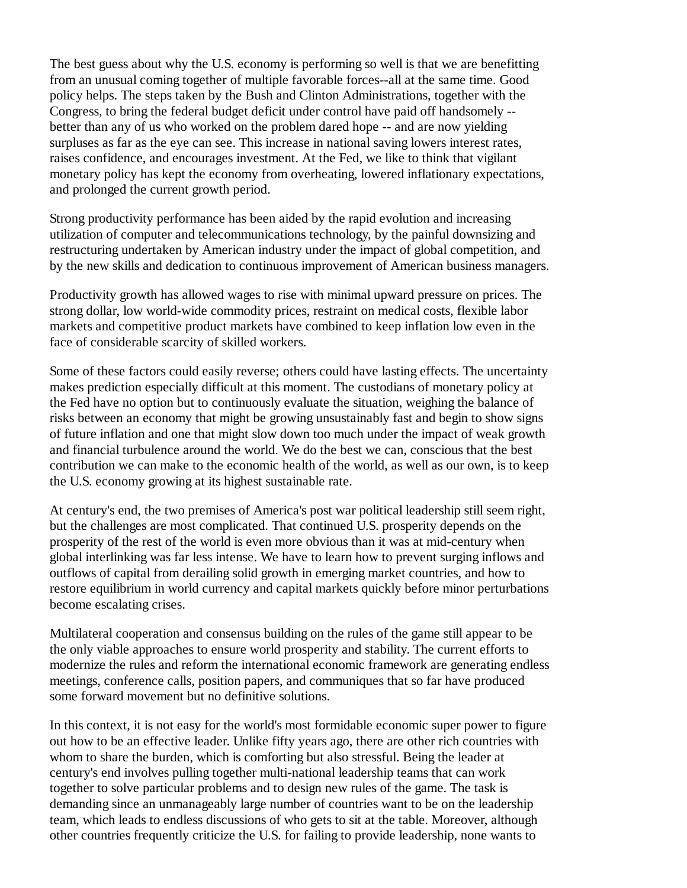The best guess about why the U.S. economy is performing so well is that we are benefitting from an unusual coming together of multiple favorable forces--all at the same time. Good policy helps. The steps taken by the Bush and Clinton Administrations, together with the Congress, to bring the federal budget deficit under control have paid off handsomely -- better than any of us who worked on the problem dared hope -- and are now yielding surpluses as far as the eye can see. This increase in national saving lowers interest rates, raises confidence, and encourages investment. At the Fed, we like to think that vigilant monetary policy has kept the economy from overheating, lowered inflationary expectations, and prolonged the current growth period.

Strong productivity performance has been aided by the rapid evolution and increasing utilization of computer and telecommunications technology, by the painful downsizing and restructuring undertaken by American industry under the impact of global competition, and by the new skills and dedication to continuous improvement of American business managers.

Productivity growth has allowed wages to rise with minimal upward pressure on prices. The strong dollar, low world-wide commodity prices, restraint on medical costs, flexible labor markets and competitive product markets have combined to keep inflation low even in the face of considerable scarcity of skilled workers.

Some of these factors could easily reverse; others could have lasting effects. The uncertainty makes prediction especially difficult at this moment. The custodians of monetary policy at the Fed have no option but to continuously evaluate the situation, weighing the balance of risks between an economy that might be growing unsustainably fast and begin to show signs of future inflation and one that might slow down too much under the impact of weak growth and financial turbulence around the world. We do the best we can, conscious that the best contribution we can make to the economic health of the world, as well as our own, is to keep the U.S. economy growing at its highest sustainable rate.

At century's end, the two premises of America's post war political leadership still seem right, but the challenges are most complicated. That continued U.S. prosperity depends on the prosperity of the rest of the world is even more obvious than it was at mid-century when global interlinking was far less intense. We have to learn how to prevent surging inflows and outflows of capital from derailing solid growth in emerging market countries, and how to restore equilibrium in world currency and capital markets quickly before minor perturbations become escalating crises.

Multilateral cooperation and consensus building on the rules of the game still appear to be the only viable approaches to ensure world prosperity and stability. The current efforts to modernize the rules and reform the international economic framework are generating endless meetings, conference calls, position papers, and communiques that so far have produced some forward movement but no definitive solutions.

In this context, it is not easy for the world's most formidable economic super power to figure out how to be an effective leader. Unlike fifty years ago, there are other rich countries with whom to share the burden, which is comforting but also stressful. Being the leader at century's end involves pulling together multi-national leadership teams that can work together to solve particular problems and to design new rules of the game. The task is demanding since an unmanageably large number of countries want to be on the leadership team, which leads to endless discussions of who gets to sit at the table. Moreover, although other countries frequently criticize the U.S. for failing to provide leadership, none wants to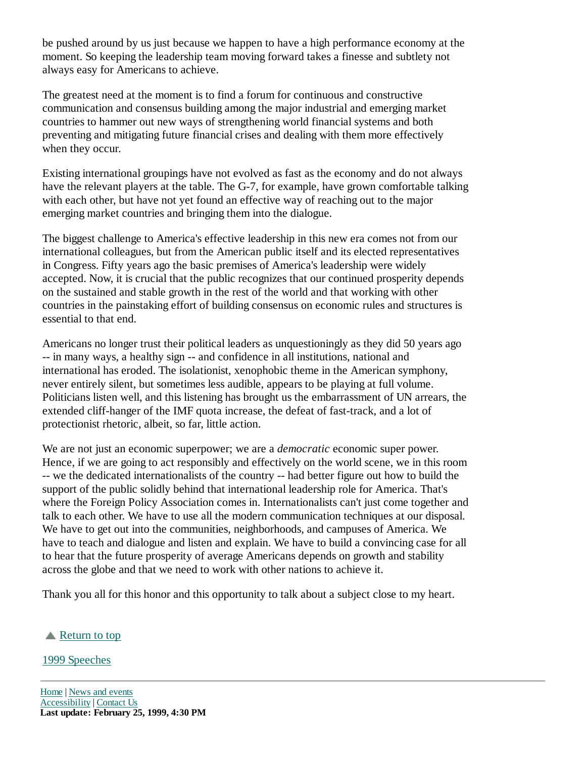be pushed around by us just because we happen to have a high performance economy at the moment. So keeping the leadership team moving forward takes a finesse and subtlety not always easy for Americans to achieve.

The greatest need at the moment is to find a forum for continuous and constructive communication and consensus building among the major industrial and emerging market countries to hammer out new ways of strengthening world financial systems and both preventing and mitigating future financial crises and dealing with them more effectively when they occur.

Existing international groupings have not evolved as fast as the economy and do not always have the relevant players at the table. The G-7, for example, have grown comfortable talking with each other, but have not yet found an effective way of reaching out to the major emerging market countries and bringing them into the dialogue.

The biggest challenge to America's effective leadership in this new era comes not from our international colleagues, but from the American public itself and its elected representatives in Congress. Fifty years ago the basic premises of America's leadership were widely accepted. Now, it is crucial that the public recognizes that our continued prosperity depends on the sustained and stable growth in the rest of the world and that working with other countries in the painstaking effort of building consensus on economic rules and structures is essential to that end.

Americans no longer trust their political leaders as unquestioningly as they did 50 years ago -- in many ways, a healthy sign -- and confidence in all institutions, national and international has eroded. The isolationist, xenophobic theme in the American symphony, never entirely silent, but sometimes less audible, appears to be playing at full volume. Politicians listen well, and this listening has brought us the embarrassment of UN arrears, the extended cliff-hanger of the IMF quota increase, the defeat of fast-track, and a lot of protectionist rhetoric, albeit, so far, little action.

We are not just an economic superpower; we are a *democratic* economic super power. Hence, if we are going to act responsibly and effectively on the world scene, we in this room -- we the dedicated internationalists of the country -- had better figure out how to build the support of the public solidly behind that international leadership role for America. That's where the Foreign Policy Association comes in. Internationalists can't just come together and talk to each other. We have to use all the modern communication techniques at our disposal. We have to get out into the communities, neighborhoods, and campuses of America. We have to teach and dialogue and listen and explain. We have to build a convincing case for all to hear that the future prosperity of average Americans depends on growth and stability across the globe and that we need to work with other nations to achieve it.

Thank you all for this honor and this opportunity to talk about a subject close to my heart.

▲ Return to top

1999 Speeches

---

Home | News and events
Accessibility | Contact Us
**Last update: February 25, 1999, 4:30 PM**